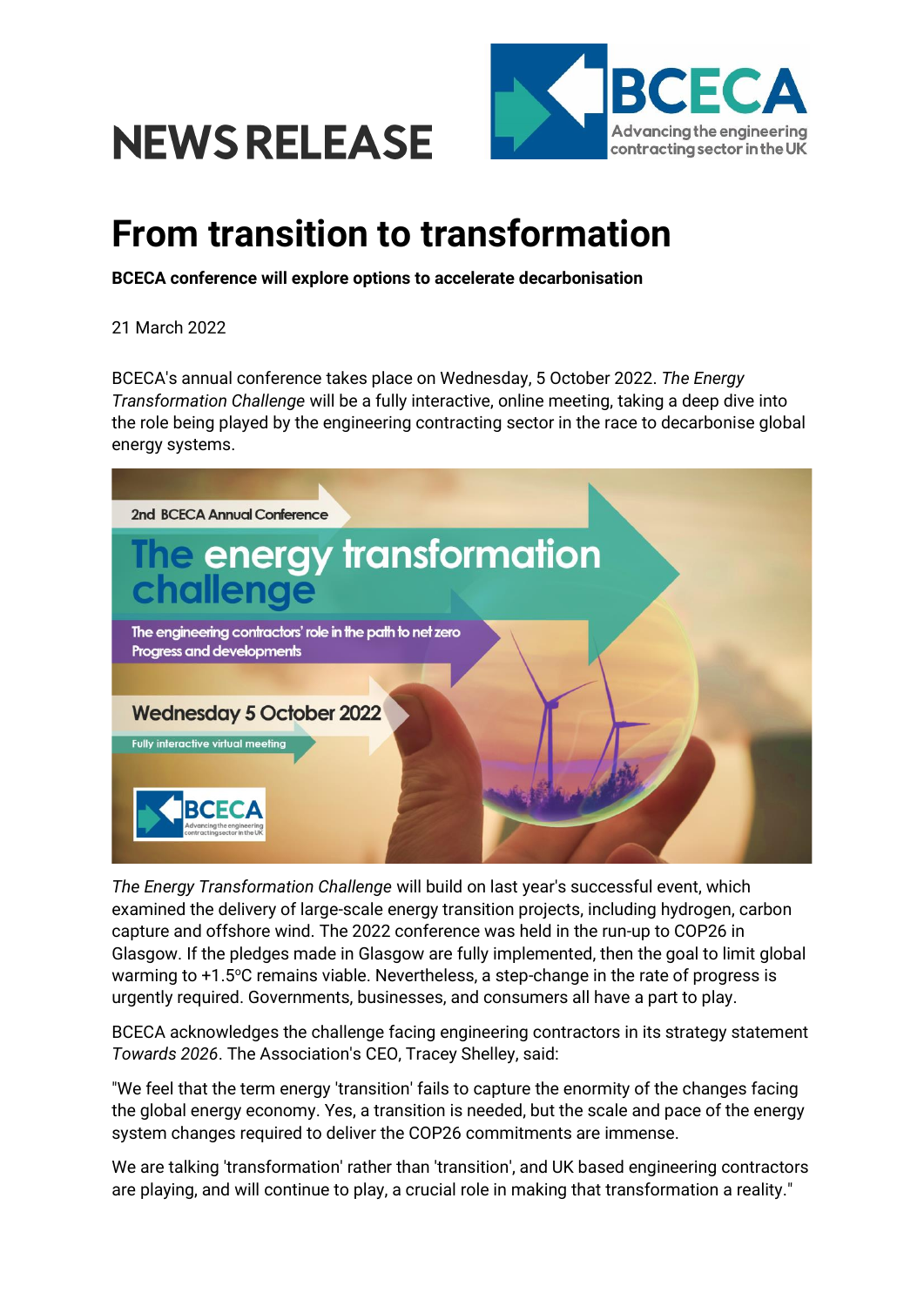# NEWS RELEASE

# From transition to transformation

**BCECA conference will explore options to accelerate decarbonisation**

21 March 2022

BCECA's annual conference takes place on Wednesday, 5 October 2022. *The Energy Transformation Challenge* will be a fully interactive, online meeting, taking a deep dive into the role being played by the engineering contracting sector in the race to decarbonise global energy systems.

*The Energy Transformation Challenge* will build on last year's successful event, which examined the delivery of large-scale energy transition projects, including hydrogen, carbon capture and offshore wind. The 2022 conference was held in the run-up to COP26 in Glasgow. If the pledges made in Glasgow are fully implemented, then the goal to limit global warming to +1.5ºC remains viable. Nevertheless, a step-change in the rate of progress is urgently required. Governments, businesses, and consumers all have a part to play.

BCECA acknowledges the challenge facing engineering contractors in its strategy statement *Towards 2026*. The Association's CEO, Tracey Shelley, said:

"We feel that the term energy 'transition' fails to capture the enormity of the changes facing the global energy economy. Yes, a transition is needed, but the scale and pace of the energy system changes required to deliver the COP26 commitments are immense.

We are talking 'transformation' rather than 'transition', and UK based engineering contractors are playing, and will continue to play, a crucial role in making that transformation a reality."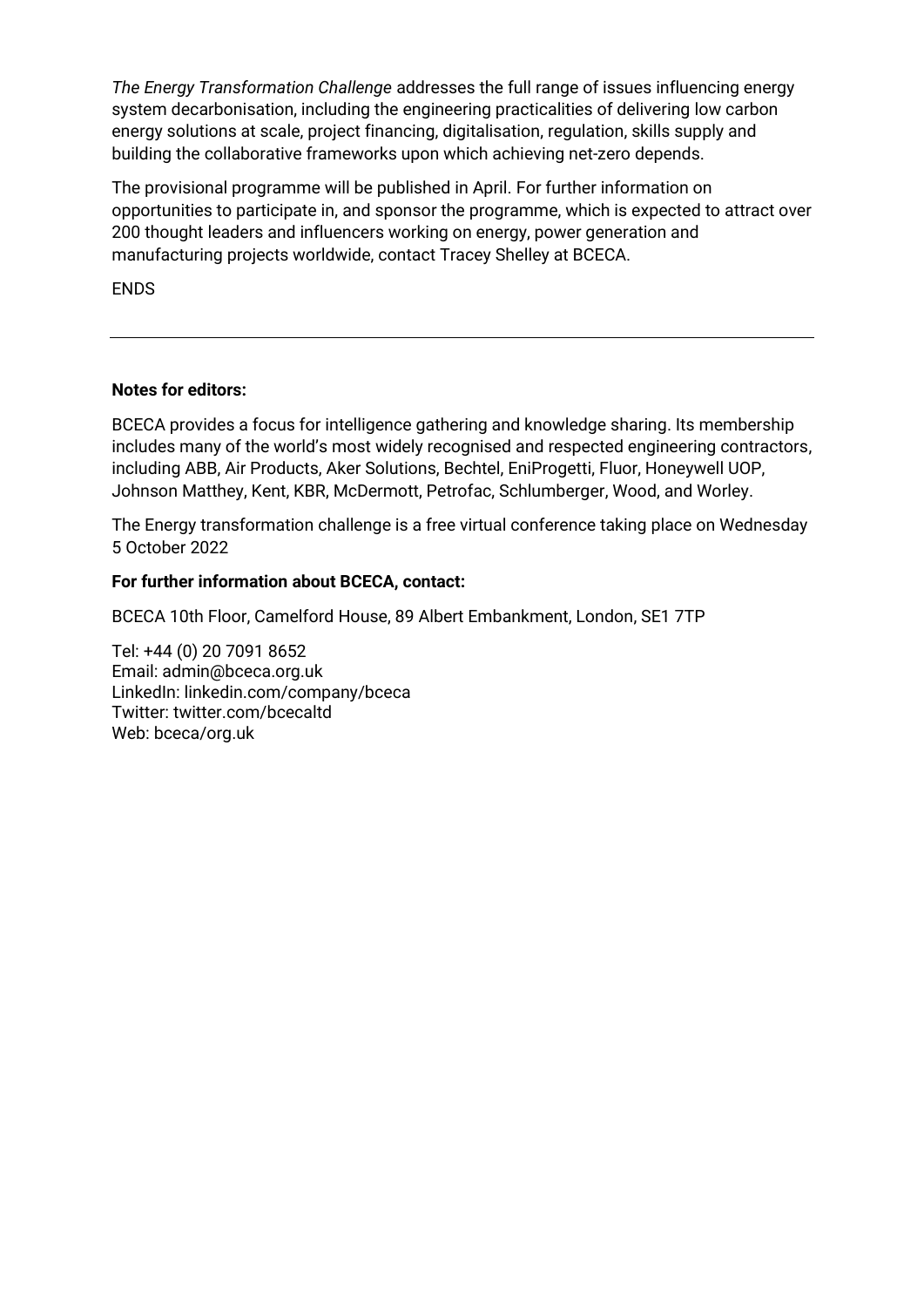*The Energy Transformation Challenge* addresses the full range of issues influencing energy system decarbonisation, including the engineering practicalities of delivering low carbon energy solutions at scale, project financing, digitalisation, regulation, skills supply and building the collaborative frameworks upon which achieving net-zero depends.

The provisional programme will be published in April. For further information on opportunities to participate in, and sponsor the programme, which is expected to attract over 200 thought leaders and influencers working on energy, power generation and manufacturing projects worldwide, contact Tracey Shelley at BCECA.

ENDS

---

**Notes for editors:**

BCECA provides a focus for intelligence gathering and knowledge sharing. Its membership includes many of the world's most widely recognised and respected engineering contractors, including ABB, Air Products, Aker Solutions, Bechtel, EniProgetti, Fluor, Honeywell UOP, Johnson Matthey, Kent, KBR, McDermott, Petrofac, Schlumberger, Wood, and Worley.

The Energy transformation challenge is a free virtual conference taking place on Wednesday 5 October 2022

**For further information about BCECA, contact:**

BCECA 10th Floor, Camelford House, 89 Albert Embankment, London, SE1 7TP

Tel: +44 (0) 20 7091 8652
Email: admin@bceca.org.uk
LinkedIn: linkedin.com/company/bceca
Twitter: twitter.com/bcecaltd
Web: bceca/org.uk